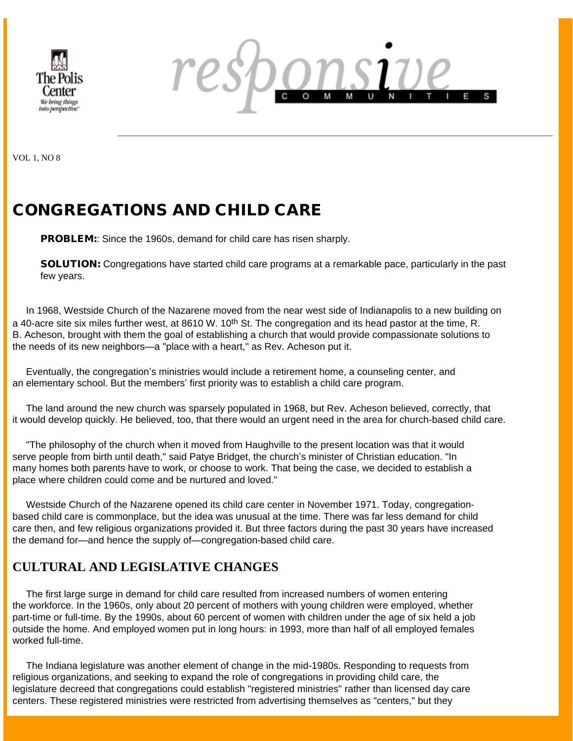VOL 1, NO 8

# CONGREGATIONS AND CHILD CARE

**PROBLEM:**: Since the 1960s, demand for child care has risen sharply.

**SOLUTION:** Congregations have started child care programs at a remarkable pace, particularly in the past few years.

In 1968, Westside Church of the Nazarene moved from the near west side of Indianapolis to a new building on a 40-acre site six miles further west, at 8610 W. 10th St. The congregation and its head pastor at the time, R. B. Acheson, brought with them the goal of establishing a church that would provide compassionate solutions to the needs of its new neighbors—a "place with a heart," as Rev. Acheson put it.

Eventually, the congregation's ministries would include a retirement home, a counseling center, and an elementary school. But the members' first priority was to establish a child care program.

The land around the new church was sparsely populated in 1968, but Rev. Acheson believed, correctly, that it would develop quickly. He believed, too, that there would an urgent need in the area for church-based child care.

"The philosophy of the church when it moved from Haughville to the present location was that it would serve people from birth until death," said Patye Bridget, the church's minister of Christian education. "In many homes both parents have to work, or choose to work. That being the case, we decided to establish a place where children could come and be nurtured and loved."

Westside Church of the Nazarene opened its child care center in November 1971. Today, congregation-based child care is commonplace, but the idea was unusual at the time. There was far less demand for child care then, and few religious organizations provided it. But three factors during the past 30 years have increased the demand for—and hence the supply of—congregation-based child care.

## CULTURAL AND LEGISLATIVE CHANGES

The first large surge in demand for child care resulted from increased numbers of women entering the workforce. In the 1960s, only about 20 percent of mothers with young children were employed, whether part-time or full-time. By the 1990s, about 60 percent of women with children under the age of six held a job outside the home. And employed women put in long hours: in 1993, more than half of all employed females worked full-time.

The Indiana legislature was another element of change in the mid-1980s. Responding to requests from religious organizations, and seeking to expand the role of congregations in providing child care, the legislature decreed that congregations could establish "registered ministries" rather than licensed day care centers. These registered ministries were restricted from advertising themselves as "centers," but they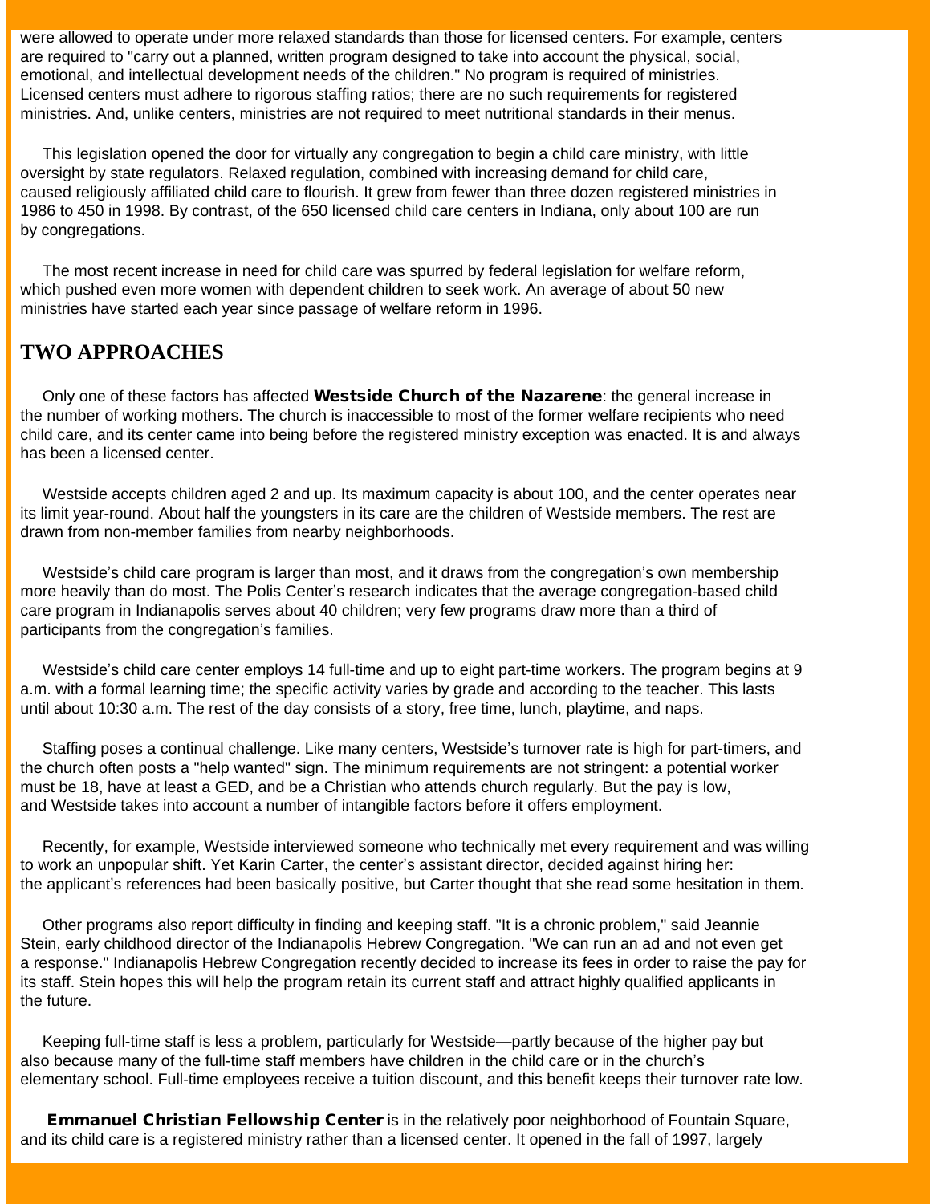were allowed to operate under more relaxed standards than those for licensed centers. For example, centers are required to "carry out a planned, written program designed to take into account the physical, social, emotional, and intellectual development needs of the children." No program is required of ministries. Licensed centers must adhere to rigorous staffing ratios; there are no such requirements for registered ministries. And, unlike centers, ministries are not required to meet nutritional standards in their menus.

This legislation opened the door for virtually any congregation to begin a child care ministry, with little oversight by state regulators. Relaxed regulation, combined with increasing demand for child care, caused religiously affiliated child care to flourish. It grew from fewer than three dozen registered ministries in 1986 to 450 in 1998. By contrast, of the 650 licensed child care centers in Indiana, only about 100 are run by congregations.

The most recent increase in need for child care was spurred by federal legislation for welfare reform, which pushed even more women with dependent children to seek work. An average of about 50 new ministries have started each year since passage of welfare reform in 1996.

## TWO APPROACHES

Only one of these factors has affected **Westside Church of the Nazarene**: the general increase in the number of working mothers. The church is inaccessible to most of the former welfare recipients who need child care, and its center came into being before the registered ministry exception was enacted. It is and always has been a licensed center.

Westside accepts children aged 2 and up. Its maximum capacity is about 100, and the center operates near its limit year-round. About half the youngsters in its care are the children of Westside members. The rest are drawn from non-member families from nearby neighborhoods.

Westside's child care program is larger than most, and it draws from the congregation's own membership more heavily than do most. The Polis Center's research indicates that the average congregation-based child care program in Indianapolis serves about 40 children; very few programs draw more than a third of participants from the congregation's families.

Westside's child care center employs 14 full-time and up to eight part-time workers. The program begins at 9 a.m. with a formal learning time; the specific activity varies by grade and according to the teacher. This lasts until about 10:30 a.m. The rest of the day consists of a story, free time, lunch, playtime, and naps.

Staffing poses a continual challenge. Like many centers, Westside's turnover rate is high for part-timers, and the church often posts a "help wanted" sign. The minimum requirements are not stringent: a potential worker must be 18, have at least a GED, and be a Christian who attends church regularly. But the pay is low, and Westside takes into account a number of intangible factors before it offers employment.

Recently, for example, Westside interviewed someone who technically met every requirement and was willing to work an unpopular shift. Yet Karin Carter, the center's assistant director, decided against hiring her: the applicant's references had been basically positive, but Carter thought that she read some hesitation in them.

Other programs also report difficulty in finding and keeping staff. "It is a chronic problem," said Jeannie Stein, early childhood director of the Indianapolis Hebrew Congregation. "We can run an ad and not even get a response." Indianapolis Hebrew Congregation recently decided to increase its fees in order to raise the pay for its staff. Stein hopes this will help the program retain its current staff and attract highly qualified applicants in the future.

Keeping full-time staff is less a problem, particularly for Westside—partly because of the higher pay but also because many of the full-time staff members have children in the child care or in the church's elementary school. Full-time employees receive a tuition discount, and this benefit keeps their turnover rate low.

**Emmanuel Christian Fellowship Center** is in the relatively poor neighborhood of Fountain Square, and its child care is a registered ministry rather than a licensed center. It opened in the fall of 1997, largely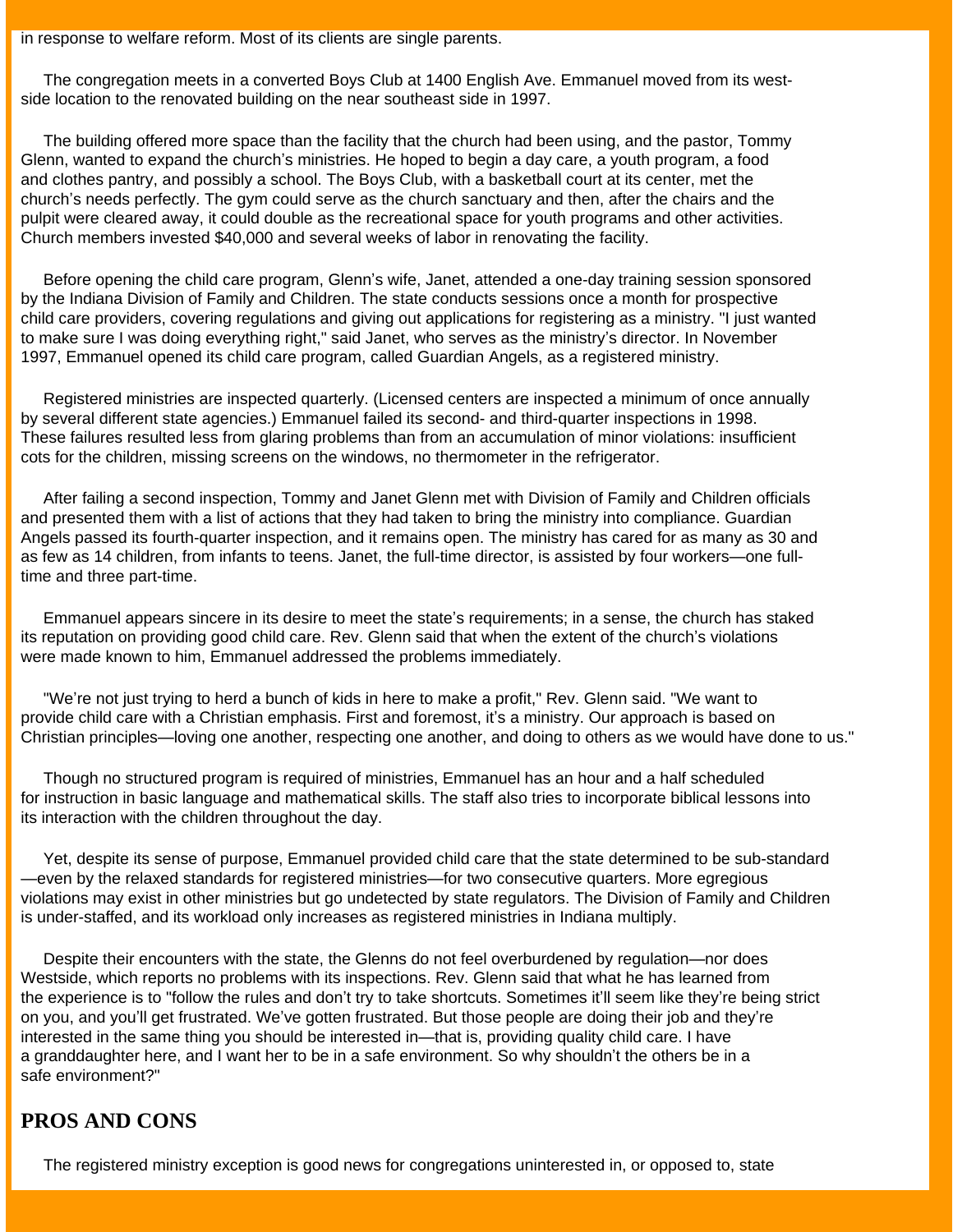in response to welfare reform. Most of its clients are single parents.

The congregation meets in a converted Boys Club at 1400 English Ave. Emmanuel moved from its west-side location to the renovated building on the near southeast side in 1997.

The building offered more space than the facility that the church had been using, and the pastor, Tommy Glenn, wanted to expand the church's ministries. He hoped to begin a day care, a youth program, a food and clothes pantry, and possibly a school. The Boys Club, with a basketball court at its center, met the church's needs perfectly. The gym could serve as the church sanctuary and then, after the chairs and the pulpit were cleared away, it could double as the recreational space for youth programs and other activities. Church members invested $40,000 and several weeks of labor in renovating the facility.

Before opening the child care program, Glenn's wife, Janet, attended a one-day training session sponsored by the Indiana Division of Family and Children. The state conducts sessions once a month for prospective child care providers, covering regulations and giving out applications for registering as a ministry. "I just wanted to make sure I was doing everything right," said Janet, who serves as the ministry's director. In November 1997, Emmanuel opened its child care program, called Guardian Angels, as a registered ministry.

Registered ministries are inspected quarterly. (Licensed centers are inspected a minimum of once annually by several different state agencies.) Emmanuel failed its second- and third-quarter inspections in 1998. These failures resulted less from glaring problems than from an accumulation of minor violations: insufficient cots for the children, missing screens on the windows, no thermometer in the refrigerator.

After failing a second inspection, Tommy and Janet Glenn met with Division of Family and Children officials and presented them with a list of actions that they had taken to bring the ministry into compliance. Guardian Angels passed its fourth-quarter inspection, and it remains open. The ministry has cared for as many as 30 and as few as 14 children, from infants to teens. Janet, the full-time director, is assisted by four workers—one full-time and three part-time.

Emmanuel appears sincere in its desire to meet the state's requirements; in a sense, the church has staked its reputation on providing good child care. Rev. Glenn said that when the extent of the church's violations were made known to him, Emmanuel addressed the problems immediately.

"We're not just trying to herd a bunch of kids in here to make a profit," Rev. Glenn said. "We want to provide child care with a Christian emphasis. First and foremost, it's a ministry. Our approach is based on Christian principles—loving one another, respecting one another, and doing to others as we would have done to us."

Though no structured program is required of ministries, Emmanuel has an hour and a half scheduled for instruction in basic language and mathematical skills. The staff also tries to incorporate biblical lessons into its interaction with the children throughout the day.

Yet, despite its sense of purpose, Emmanuel provided child care that the state determined to be sub-standard—even by the relaxed standards for registered ministries—for two consecutive quarters. More egregious violations may exist in other ministries but go undetected by state regulators. The Division of Family and Children is under-staffed, and its workload only increases as registered ministries in Indiana multiply.

Despite their encounters with the state, the Glenns do not feel overburdened by regulation—nor does Westside, which reports no problems with its inspections. Rev. Glenn said that what he has learned from the experience is to "follow the rules and don't try to take shortcuts. Sometimes it'll seem like they're being strict on you, and you'll get frustrated. We've gotten frustrated. But those people are doing their job and they're interested in the same thing you should be interested in—that is, providing quality child care. I have a granddaughter here, and I want her to be in a safe environment. So why shouldn't the others be in a safe environment?"

## PROS AND CONS

The registered ministry exception is good news for congregations uninterested in, or opposed to, state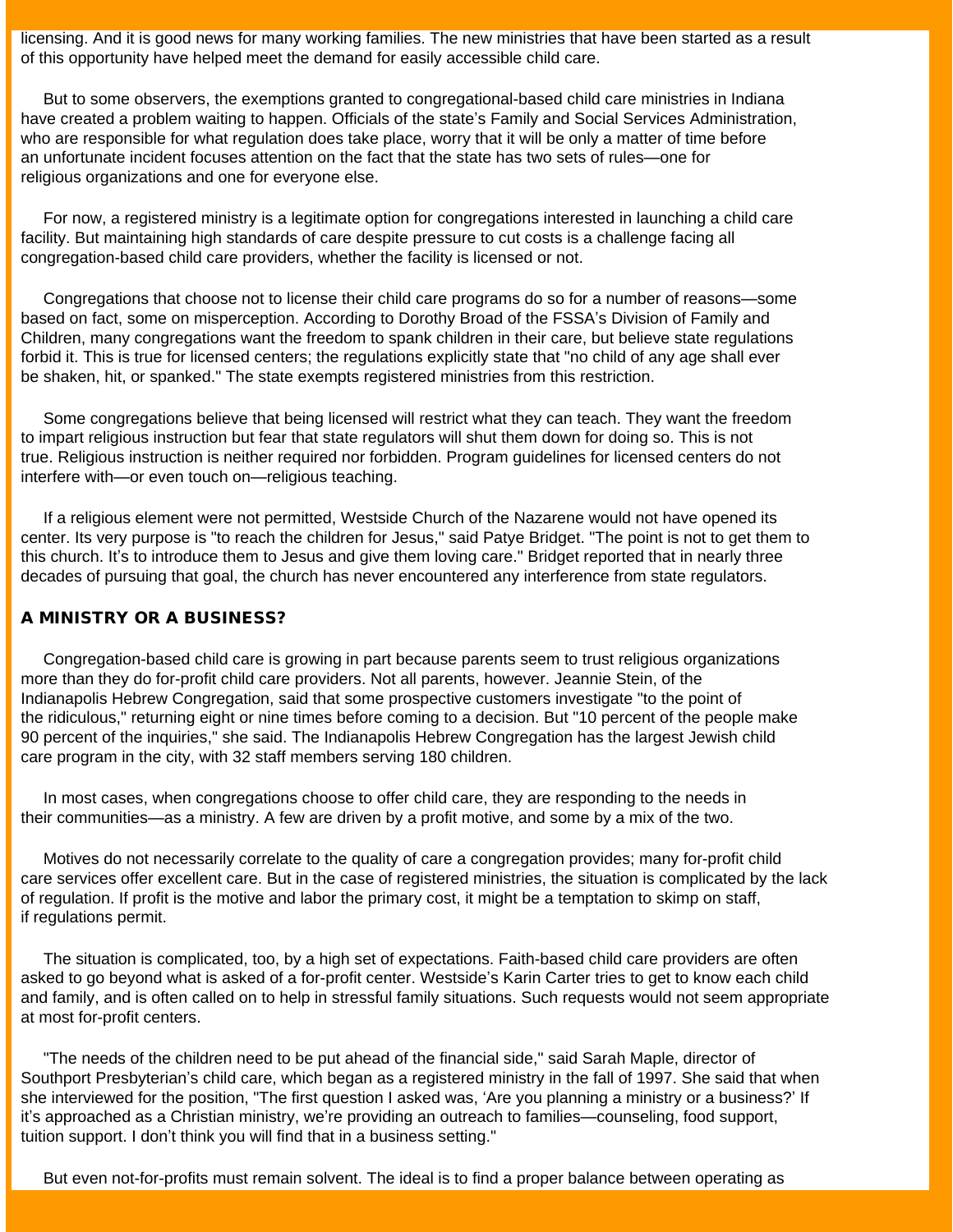licensing. And it is good news for many working families. The new ministries that have been started as a result of this opportunity have helped meet the demand for easily accessible child care.

But to some observers, the exemptions granted to congregational-based child care ministries in Indiana have created a problem waiting to happen. Officials of the state's Family and Social Services Administration, who are responsible for what regulation does take place, worry that it will be only a matter of time before an unfortunate incident focuses attention on the fact that the state has two sets of rules—one for religious organizations and one for everyone else.

For now, a registered ministry is a legitimate option for congregations interested in launching a child care facility. But maintaining high standards of care despite pressure to cut costs is a challenge facing all congregation-based child care providers, whether the facility is licensed or not.

Congregations that choose not to license their child care programs do so for a number of reasons—some based on fact, some on misperception. According to Dorothy Broad of the FSSA's Division of Family and Children, many congregations want the freedom to spank children in their care, but believe state regulations forbid it. This is true for licensed centers; the regulations explicitly state that "no child of any age shall ever be shaken, hit, or spanked." The state exempts registered ministries from this restriction.

Some congregations believe that being licensed will restrict what they can teach. They want the freedom to impart religious instruction but fear that state regulators will shut them down for doing so. This is not true. Religious instruction is neither required nor forbidden. Program guidelines for licensed centers do not interfere with—or even touch on—religious teaching.

If a religious element were not permitted, Westside Church of the Nazarene would not have opened its center. Its very purpose is "to reach the children for Jesus," said Patye Bridget. "The point is not to get them to this church. It's to introduce them to Jesus and give them loving care." Bridget reported that in nearly three decades of pursuing that goal, the church has never encountered any interference from state regulators.

## A MINISTRY OR A BUSINESS?

Congregation-based child care is growing in part because parents seem to trust religious organizations more than they do for-profit child care providers. Not all parents, however. Jeannie Stein, of the Indianapolis Hebrew Congregation, said that some prospective customers investigate "to the point of the ridiculous," returning eight or nine times before coming to a decision. But "10 percent of the people make 90 percent of the inquiries," she said. The Indianapolis Hebrew Congregation has the largest Jewish child care program in the city, with 32 staff members serving 180 children.

In most cases, when congregations choose to offer child care, they are responding to the needs in their communities—as a ministry. A few are driven by a profit motive, and some by a mix of the two.

Motives do not necessarily correlate to the quality of care a congregation provides; many for-profit child care services offer excellent care. But in the case of registered ministries, the situation is complicated by the lack of regulation. If profit is the motive and labor the primary cost, it might be a temptation to skimp on staff, if regulations permit.

The situation is complicated, too, by a high set of expectations. Faith-based child care providers are often asked to go beyond what is asked of a for-profit center. Westside's Karin Carter tries to get to know each child and family, and is often called on to help in stressful family situations. Such requests would not seem appropriate at most for-profit centers.

"The needs of the children need to be put ahead of the financial side," said Sarah Maple, director of Southport Presbyterian's child care, which began as a registered ministry in the fall of 1997. She said that when she interviewed for the position, "The first question I asked was, 'Are you planning a ministry or a business?' If it's approached as a Christian ministry, we're providing an outreach to families—counseling, food support, tuition support. I don't think you will find that in a business setting."

But even not-for-profits must remain solvent. The ideal is to find a proper balance between operating as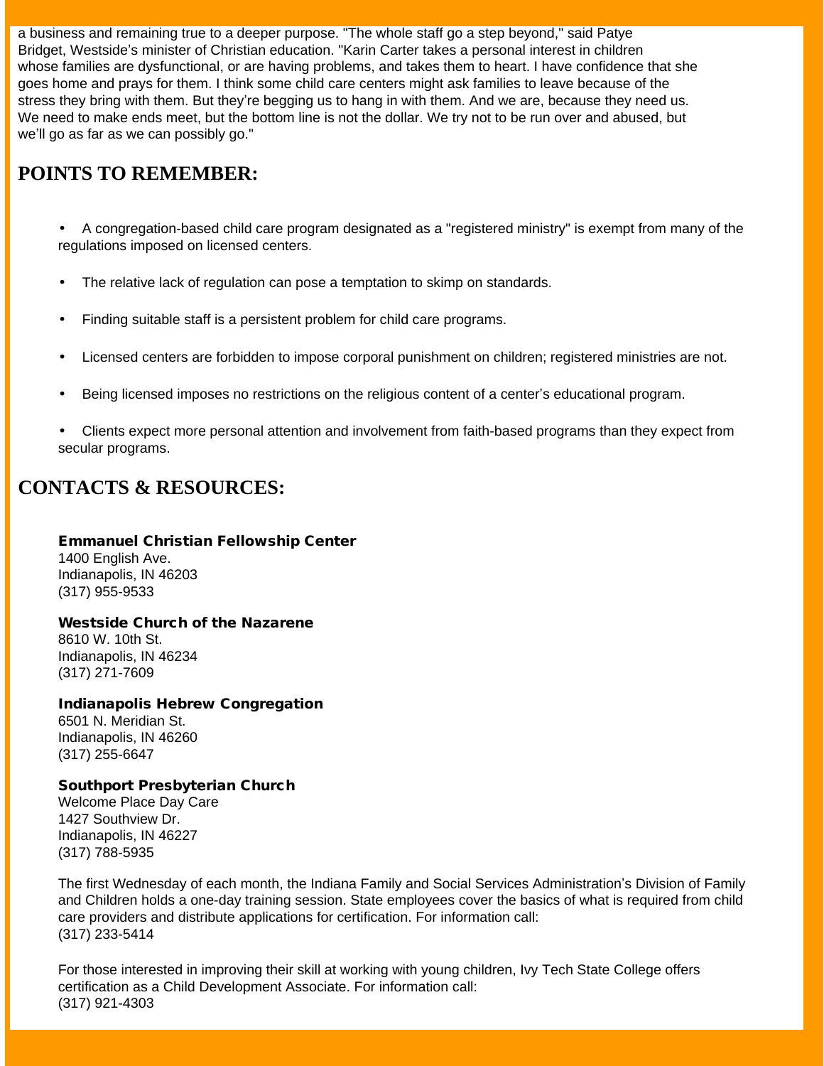a business and remaining true to a deeper purpose. "The whole staff go a step beyond," said Patye Bridget, Westside's minister of Christian education. "Karin Carter takes a personal interest in children whose families are dysfunctional, or are having problems, and takes them to heart. I have confidence that she goes home and prays for them. I think some child care centers might ask families to leave because of the stress they bring with them. But they're begging us to hang in with them. And we are, because they need us. We need to make ends meet, but the bottom line is not the dollar. We try not to be run over and abused, but we'll go as far as we can possibly go."

## POINTS TO REMEMBER:

- A congregation-based child care program designated as a "registered ministry" is exempt from many of the regulations imposed on licensed centers.
- The relative lack of regulation can pose a temptation to skimp on standards.
- Finding suitable staff is a persistent problem for child care programs.
- Licensed centers are forbidden to impose corporal punishment on children; registered ministries are not.
- Being licensed imposes no restrictions on the religious content of a center's educational program.
- Clients expect more personal attention and involvement from faith-based programs than they expect from secular programs.

## CONTACTS & RESOURCES:

**Emmanuel Christian Fellowship Center**
1400 English Ave.
Indianapolis, IN 46203
(317) 955-9533

**Westside Church of the Nazarene**
8610 W. 10th St.
Indianapolis, IN 46234
(317) 271-7609

**Indianapolis Hebrew Congregation**
6501 N. Meridian St.
Indianapolis, IN 46260
(317) 255-6647

**Southport Presbyterian Church**
Welcome Place Day Care
1427 Southview Dr.
Indianapolis, IN 46227
(317) 788-5935

The first Wednesday of each month, the Indiana Family and Social Services Administration's Division of Family and Children holds a one-day training session. State employees cover the basics of what is required from child care providers and distribute applications for certification. For information call:
(317) 233-5414

For those interested in improving their skill at working with young children, Ivy Tech State College offers certification as a Child Development Associate. For information call:
(317) 921-4303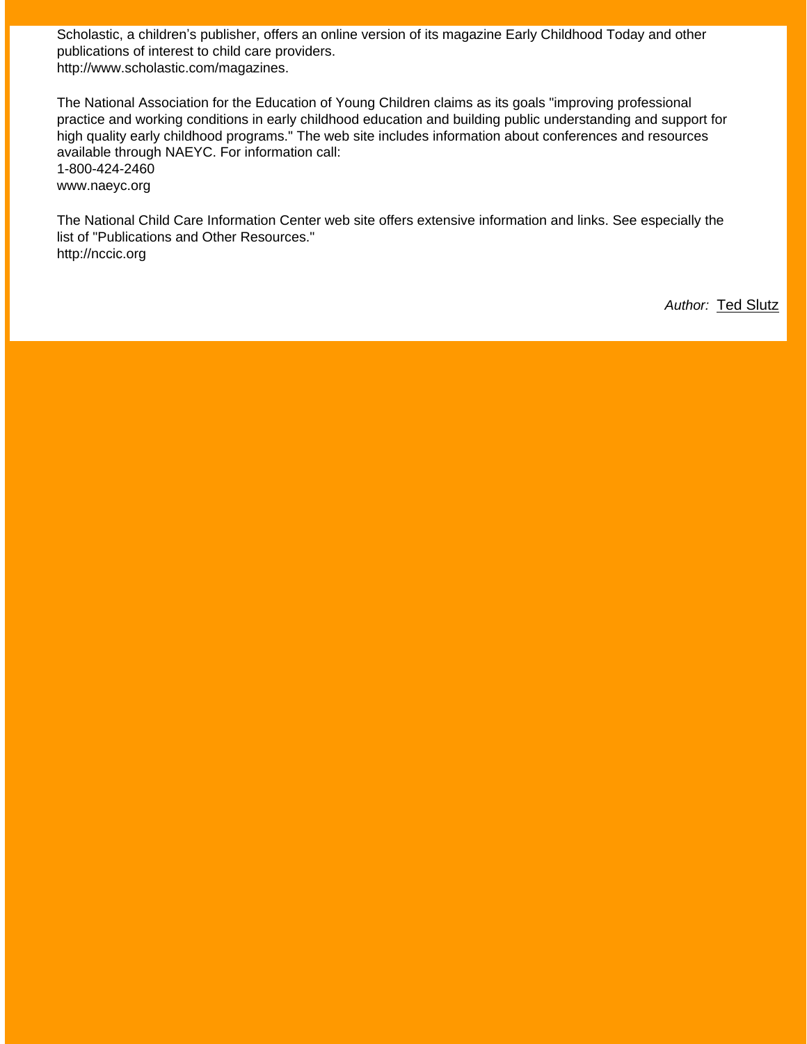Scholastic, a children's publisher, offers an online version of its magazine Early Childhood Today and other publications of interest to child care providers.
http://www.scholastic.com/magazines.

The National Association for the Education of Young Children claims as its goals "improving professional practice and working conditions in early childhood education and building public understanding and support for high quality early childhood programs." The web site includes information about conferences and resources available through NAEYC. For information call:
1-800-424-2460
www.naeyc.org

The National Child Care Information Center web site offers extensive information and links. See especially the list of "Publications and Other Resources."
http://nccic.org

*Author:* Ted Slutz